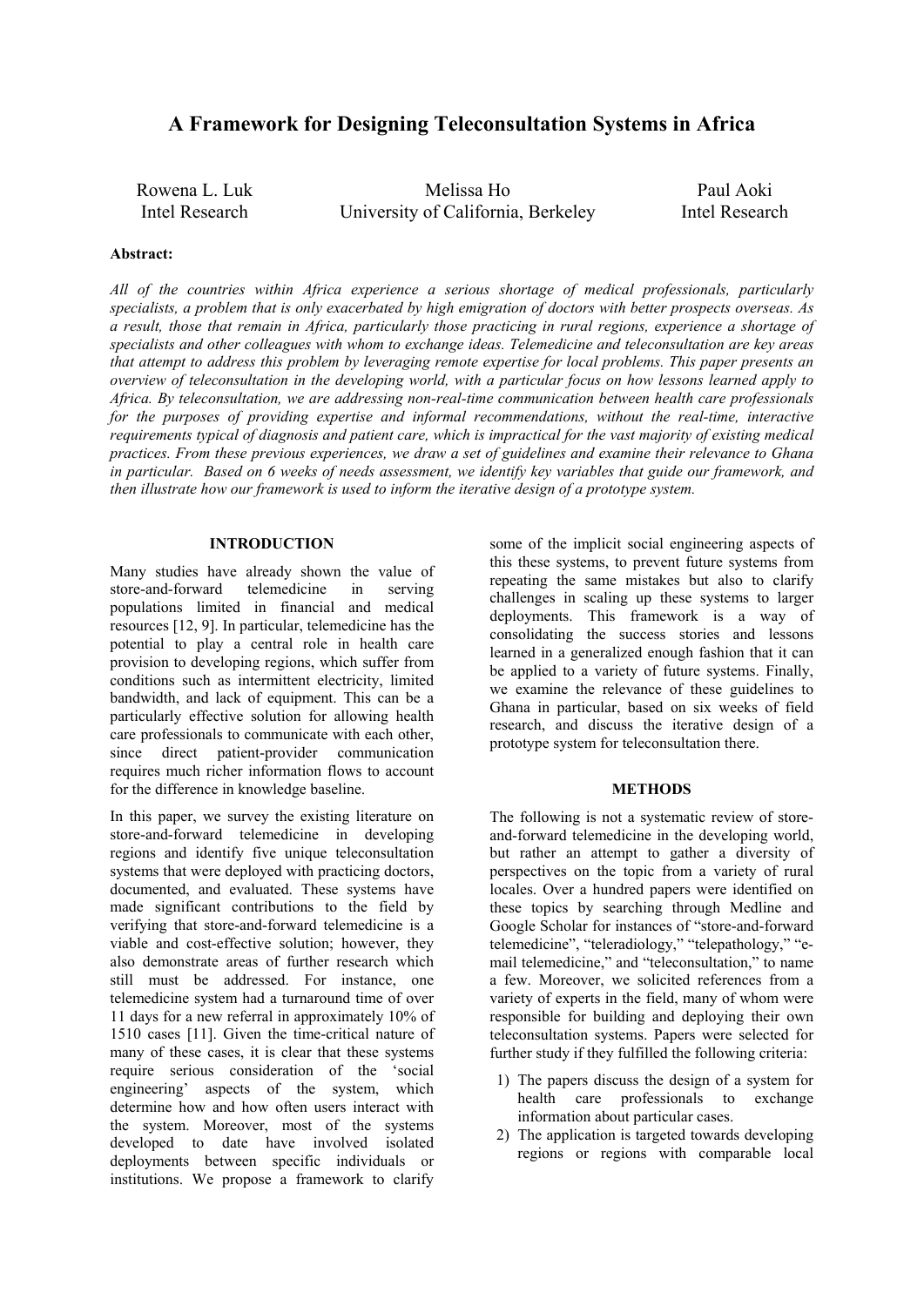# A Framework for Designing Teleconsultation Systems in Africa

Rowena L. Luk
Intel Research

Melissa Ho
University of California, Berkeley

Paul Aoki
Intel Research

**Abstract:**

*All of the countries within Africa experience a serious shortage of medical professionals, particularly specialists, a problem that is only exacerbated by high emigration of doctors with better prospects overseas. As a result, those that remain in Africa, particularly those practicing in rural regions, experience a shortage of specialists and other colleagues with whom to exchange ideas. Telemedicine and teleconsultation are key areas that attempt to address this problem by leveraging remote expertise for local problems. This paper presents an overview of teleconsultation in the developing world, with a particular focus on how lessons learned apply to Africa. By teleconsultation, we are addressing non-real-time communication between health care professionals for the purposes of providing expertise and informal recommendations, without the real-time, interactive requirements typical of diagnosis and patient care, which is impractical for the vast majority of existing medical practices. From these previous experiences, we draw a set of guidelines and examine their relevance to Ghana in particular. Based on 6 weeks of needs assessment, we identify key variables that guide our framework, and then illustrate how our framework is used to inform the iterative design of a prototype system.*

## INTRODUCTION

Many studies have already shown the value of store-and-forward telemedicine in serving populations limited in financial and medical resources [12, 9]. In particular, telemedicine has the potential to play a central role in health care provision to developing regions, which suffer from conditions such as intermittent electricity, limited bandwidth, and lack of equipment. This can be a particularly effective solution for allowing health care professionals to communicate with each other, since direct patient-provider communication requires much richer information flows to account for the difference in knowledge baseline.

In this paper, we survey the existing literature on store-and-forward telemedicine in developing regions and identify five unique teleconsultation systems that were deployed with practicing doctors, documented, and evaluated. These systems have made significant contributions to the field by verifying that store-and-forward telemedicine is a viable and cost-effective solution; however, they also demonstrate areas of further research which still must be addressed. For instance, one telemedicine system had a turnaround time of over 11 days for a new referral in approximately 10% of 1510 cases [11]. Given the time-critical nature of many of these cases, it is clear that these systems require serious consideration of the 'social engineering' aspects of the system, which determine how and how often users interact with the system. Moreover, most of the systems developed to date have involved isolated deployments between specific individuals or institutions. We propose a framework to clarify some of the implicit social engineering aspects of this these systems, to prevent future systems from repeating the same mistakes but also to clarify challenges in scaling up these systems to larger deployments. This framework is a way of consolidating the success stories and lessons learned in a generalized enough fashion that it can be applied to a variety of future systems. Finally, we examine the relevance of these guidelines to Ghana in particular, based on six weeks of field research, and discuss the iterative design of a prototype system for teleconsultation there.

## METHODS

The following is not a systematic review of store-and-forward telemedicine in the developing world, but rather an attempt to gather a diversity of perspectives on the topic from a variety of rural locales. Over a hundred papers were identified on these topics by searching through Medline and Google Scholar for instances of "store-and-forward telemedicine", "teleradiology," "telepathology," "e-mail telemedicine," and "teleconsultation," to name a few. Moreover, we solicited references from a variety of experts in the field, many of whom were responsible for building and deploying their own teleconsultation systems. Papers were selected for further study if they fulfilled the following criteria:

1) The papers discuss the design of a system for health care professionals to exchange information about particular cases.
2) The application is targeted towards developing regions or regions with comparable local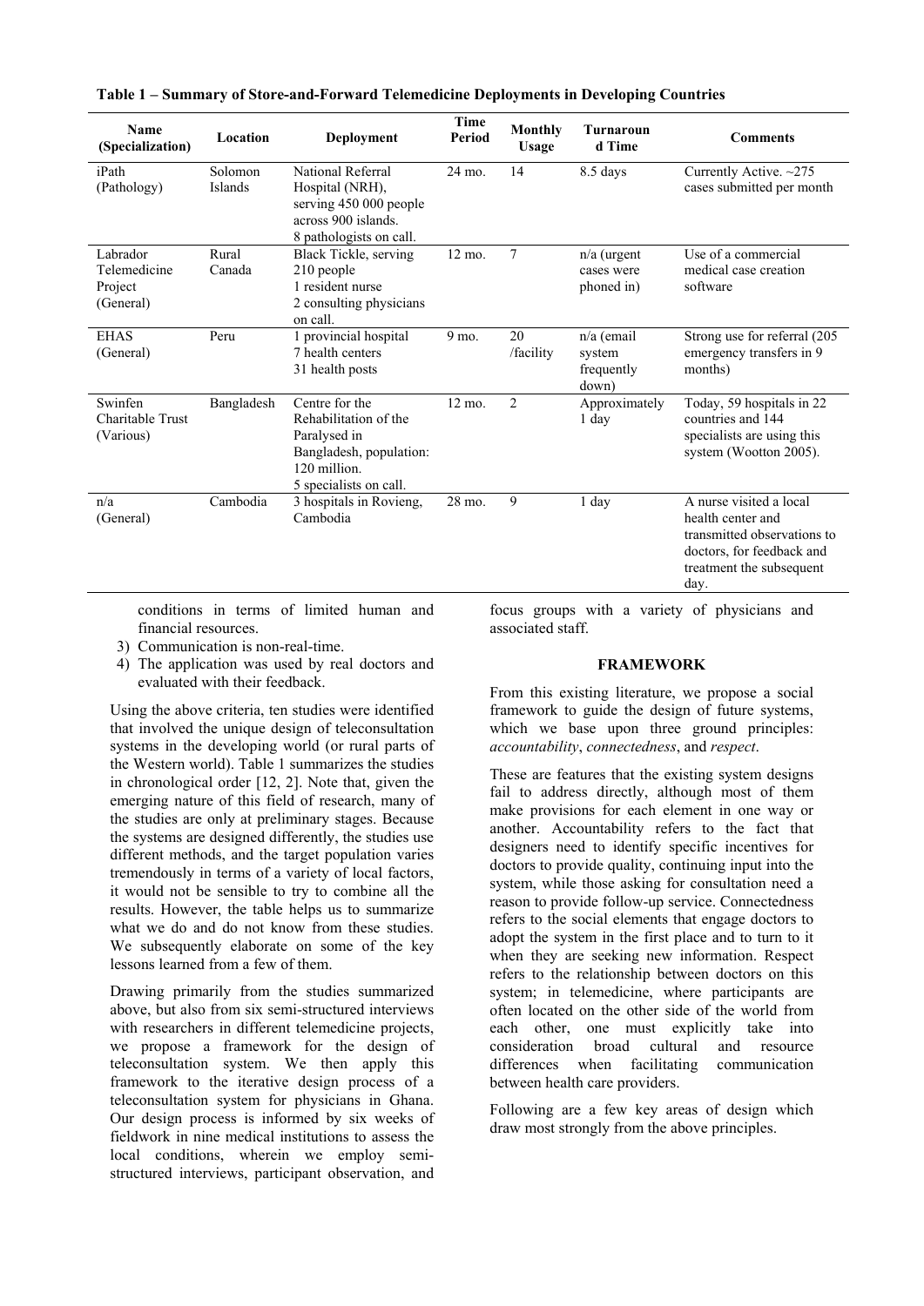**Table 1 – Summary of Store-and-Forward Telemedicine Deployments in Developing Countries**

| Name (Specialization) | Location | Deployment | Time Period | Monthly Usage | Turnaround Time | Comments |
|---|---|---|---|---|---|---|
| iPath (Pathology) | Solomon Islands | National Referral Hospital (NRH), serving 450 000 people across 900 islands. 8 pathologists on call. | 24 mo. | 14 | 8.5 days | Currently Active. ~275 cases submitted per month |
| Labrador Telemedicine Project (General) | Rural Canada | Black Tickle, serving 210 people 1 resident nurse 2 consulting physicians on call. | 12 mo. | 7 | n/a (urgent cases were phoned in) | Use of a commercial medical case creation software |
| EHAS (General) | Peru | 1 provincial hospital 7 health centers 31 health posts | 9 mo. | 20 /facility | n/a (email system frequently down) | Strong use for referral (205 emergency transfers in 9 months) |
| Swinfen Charitable Trust (Various) | Bangladesh | Centre for the Rehabilitation of the Paralysed in Bangladesh, population: 120 million. 5 specialists on call. | 12 mo. | 2 | Approximately 1 day | Today, 59 hospitals in 22 countries and 144 specialists are using this system (Wootton 2005). |
| n/a (General) | Cambodia | 3 hospitals in Rovieng, Cambodia | 28 mo. | 9 | 1 day | A nurse visited a local health center and transmitted observations to doctors, for feedback and treatment the subsequent day. |

conditions in terms of limited human and financial resources.

3) Communication is non-real-time.
4) The application was used by real doctors and evaluated with their feedback.

Using the above criteria, ten studies were identified that involved the unique design of teleconsultation systems in the developing world (or rural parts of the Western world). Table 1 summarizes the studies in chronological order [12, 2]. Note that, given the emerging nature of this field of research, many of the studies are only at preliminary stages. Because the systems are designed differently, the studies use different methods, and the target population varies tremendously in terms of a variety of local factors, it would not be sensible to try to combine all the results. However, the table helps us to summarize what we do and do not know from these studies. We subsequently elaborate on some of the key lessons learned from a few of them.

Drawing primarily from the studies summarized above, but also from six semi-structured interviews with researchers in different telemedicine projects, we propose a framework for the design of teleconsultation system. We then apply this framework to the iterative design process of a teleconsultation system for physicians in Ghana. Our design process is informed by six weeks of fieldwork in nine medical institutions to assess the local conditions, wherein we employ semi-structured interviews, participant observation, and focus groups with a variety of physicians and associated staff.

## FRAMEWORK

From this existing literature, we propose a social framework to guide the design of future systems, which we base upon three ground principles: *accountability*, *connectedness*, and *respect*.

These are features that the existing system designs fail to address directly, although most of them make provisions for each element in one way or another. Accountability refers to the fact that designers need to identify specific incentives for doctors to provide quality, continuing input into the system, while those asking for consultation need a reason to provide follow-up service. Connectedness refers to the social elements that engage doctors to adopt the system in the first place and to turn to it when they are seeking new information. Respect refers to the relationship between doctors on this system; in telemedicine, where participants are often located on the other side of the world from each other, one must explicitly take into consideration broad cultural and resource differences when facilitating communication between health care providers.

Following are a few key areas of design which draw most strongly from the above principles.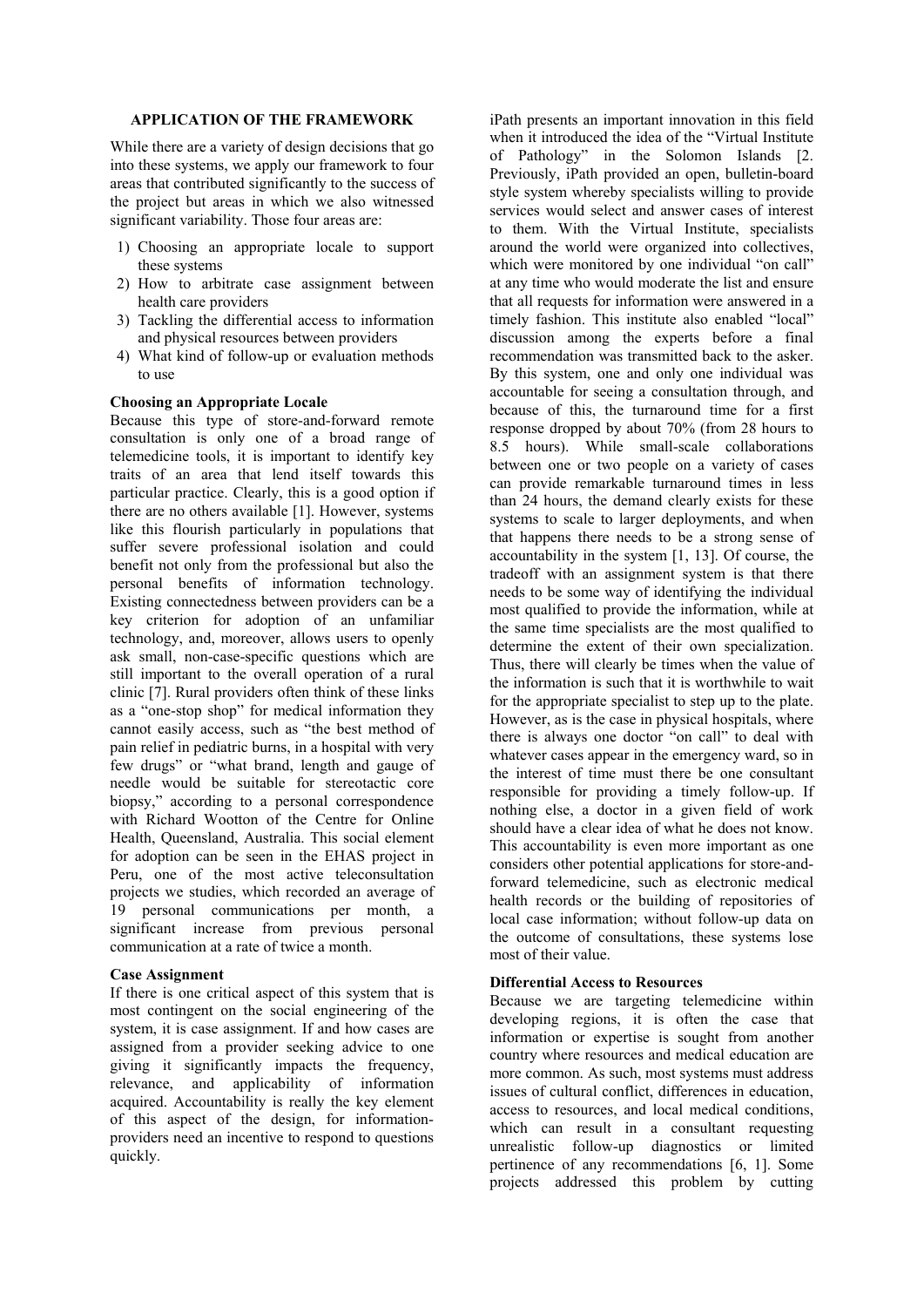## APPLICATION OF THE FRAMEWORK

While there are a variety of design decisions that go into these systems, we apply our framework to four areas that contributed significantly to the success of the project but areas in which we also witnessed significant variability. Those four areas are:

1) Choosing an appropriate locale to support these systems
2) How to arbitrate case assignment between health care providers
3) Tackling the differential access to information and physical resources between providers
4) What kind of follow-up or evaluation methods to use

### Choosing an Appropriate Locale

Because this type of store-and-forward remote consultation is only one of a broad range of telemedicine tools, it is important to identify key traits of an area that lend itself towards this particular practice. Clearly, this is a good option if there are no others available [1]. However, systems like this flourish particularly in populations that suffer severe professional isolation and could benefit not only from the professional but also the personal benefits of information technology. Existing connectedness between providers can be a key criterion for adoption of an unfamiliar technology, and, moreover, allows users to openly ask small, non-case-specific questions which are still important to the overall operation of a rural clinic [7]. Rural providers often think of these links as a "one-stop shop" for medical information they cannot easily access, such as "the best method of pain relief in pediatric burns, in a hospital with very few drugs" or "what brand, length and gauge of needle would be suitable for stereotactic core biopsy," according to a personal correspondence with Richard Wootton of the Centre for Online Health, Queensland, Australia. This social element for adoption can be seen in the EHAS project in Peru, one of the most active teleconsultation projects we studies, which recorded an average of 19 personal communications per month, a significant increase from previous personal communication at a rate of twice a month.

### Case Assignment

If there is one critical aspect of this system that is most contingent on the social engineering of the system, it is case assignment. If and how cases are assigned from a provider seeking advice to one giving it significantly impacts the frequency, relevance, and applicability of information acquired. Accountability is really the key element of this aspect of the design, for information-providers need an incentive to respond to questions quickly.

iPath presents an important innovation in this field when it introduced the idea of the "Virtual Institute of Pathology" in the Solomon Islands [2. Previously, iPath provided an open, bulletin-board style system whereby specialists willing to provide services would select and answer cases of interest to them. With the Virtual Institute, specialists around the world were organized into collectives, which were monitored by one individual "on call" at any time who would moderate the list and ensure that all requests for information were answered in a timely fashion. This institute also enabled "local" discussion among the experts before a final recommendation was transmitted back to the asker. By this system, one and only one individual was accountable for seeing a consultation through, and because of this, the turnaround time for a first response dropped by about 70% (from 28 hours to 8.5 hours). While small-scale collaborations between one or two people on a variety of cases can provide remarkable turnaround times in less than 24 hours, the demand clearly exists for these systems to scale to larger deployments, and when that happens there needs to be a strong sense of accountability in the system [1, 13]. Of course, the tradeoff with an assignment system is that there needs to be some way of identifying the individual most qualified to provide the information, while at the same time specialists are the most qualified to determine the extent of their own specialization. Thus, there will clearly be times when the value of the information is such that it is worthwhile to wait for the appropriate specialist to step up to the plate. However, as is the case in physical hospitals, where there is always one doctor "on call" to deal with whatever cases appear in the emergency ward, so in the interest of time must there be one consultant responsible for providing a timely follow-up. If nothing else, a doctor in a given field of work should have a clear idea of what he does not know. This accountability is even more important as one considers other potential applications for store-and-forward telemedicine, such as electronic medical health records or the building of repositories of local case information; without follow-up data on the outcome of consultations, these systems lose most of their value.

### Differential Access to Resources

Because we are targeting telemedicine within developing regions, it is often the case that information or expertise is sought from another country where resources and medical education are more common. As such, most systems must address issues of cultural conflict, differences in education, access to resources, and local medical conditions, which can result in a consultant requesting unrealistic follow-up diagnostics or limited pertinence of any recommendations [6, 1]. Some projects addressed this problem by cutting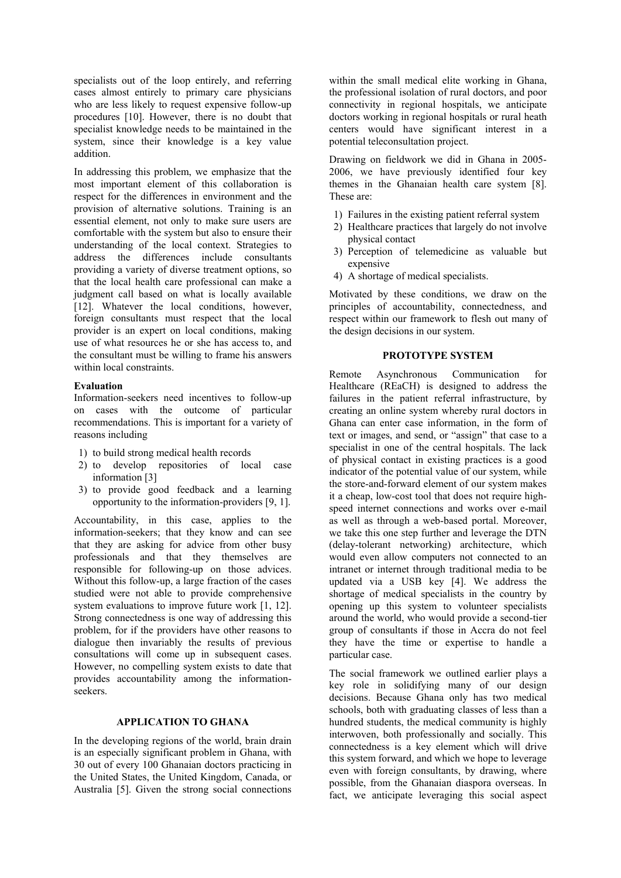specialists out of the loop entirely, and referring cases almost entirely to primary care physicians who are less likely to request expensive follow-up procedures [10]. However, there is no doubt that specialist knowledge needs to be maintained in the system, since their knowledge is a key value addition.

In addressing this problem, we emphasize that the most important element of this collaboration is respect for the differences in environment and the provision of alternative solutions. Training is an essential element, not only to make sure users are comfortable with the system but also to ensure their understanding of the local context. Strategies to address the differences include consultants providing a variety of diverse treatment options, so that the local health care professional can make a judgment call based on what is locally available [12]. Whatever the local conditions, however, foreign consultants must respect that the local provider is an expert on local conditions, making use of what resources he or she has access to, and the consultant must be willing to frame his answers within local constraints.

**Evaluation**

Information-seekers need incentives to follow-up on cases with the outcome of particular recommendations. This is important for a variety of reasons including

1) to build strong medical health records
2) to develop repositories of local case information [3]
3) to provide good feedback and a learning opportunity to the information-providers [9, 1].

Accountability, in this case, applies to the information-seekers; that they know and can see that they are asking for advice from other busy professionals and that they themselves are responsible for following-up on those advices. Without this follow-up, a large fraction of the cases studied were not able to provide comprehensive system evaluations to improve future work [1, 12]. Strong connectedness is one way of addressing this problem, for if the providers have other reasons to dialogue then invariably the results of previous consultations will come up in subsequent cases. However, no compelling system exists to date that provides accountability among the information-seekers.

## APPLICATION TO GHANA

In the developing regions of the world, brain drain is an especially significant problem in Ghana, with 30 out of every 100 Ghanaian doctors practicing in the United States, the United Kingdom, Canada, or Australia [5]. Given the strong social connections within the small medical elite working in Ghana, the professional isolation of rural doctors, and poor connectivity in regional hospitals, we anticipate doctors working in regional hospitals or rural heath centers would have significant interest in a potential teleconsultation project.

Drawing on fieldwork we did in Ghana in 2005-2006, we have previously identified four key themes in the Ghanaian health care system [8]. These are:

1) Failures in the existing patient referral system
2) Healthcare practices that largely do not involve physical contact
3) Perception of telemedicine as valuable but expensive
4) A shortage of medical specialists.

Motivated by these conditions, we draw on the principles of accountability, connectedness, and respect within our framework to flesh out many of the design decisions in our system.

## PROTOTYPE SYSTEM

Remote Asynchronous Communication for Healthcare (REaCH) is designed to address the failures in the patient referral infrastructure, by creating an online system whereby rural doctors in Ghana can enter case information, in the form of text or images, and send, or "assign" that case to a specialist in one of the central hospitals. The lack of physical contact in existing practices is a good indicator of the potential value of our system, while the store-and-forward element of our system makes it a cheap, low-cost tool that does not require high-speed internet connections and works over e-mail as well as through a web-based portal. Moreover, we take this one step further and leverage the DTN (delay-tolerant networking) architecture, which would even allow computers not connected to an intranet or internet through traditional media to be updated via a USB key [4]. We address the shortage of medical specialists in the country by opening up this system to volunteer specialists around the world, who would provide a second-tier group of consultants if those in Accra do not feel they have the time or expertise to handle a particular case.

The social framework we outlined earlier plays a key role in solidifying many of our design decisions. Because Ghana only has two medical schools, both with graduating classes of less than a hundred students, the medical community is highly interwoven, both professionally and socially. This connectedness is a key element which will drive this system forward, and which we hope to leverage even with foreign consultants, by drawing, where possible, from the Ghanaian diaspora overseas. In fact, we anticipate leveraging this social aspect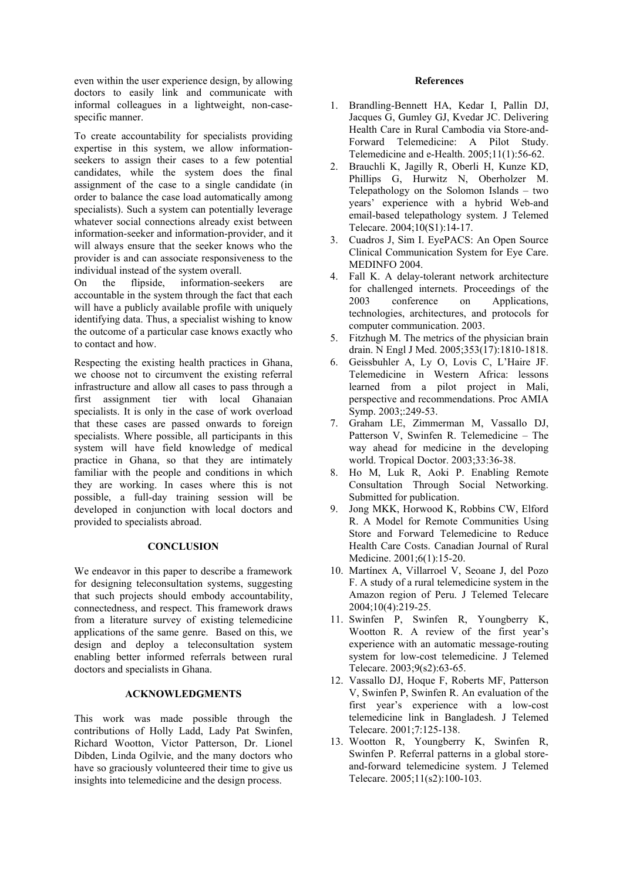even within the user experience design, by allowing doctors to easily link and communicate with informal colleagues in a lightweight, non-case-specific manner.

To create accountability for specialists providing expertise in this system, we allow information-seekers to assign their cases to a few potential candidates, while the system does the final assignment of the case to a single candidate (in order to balance the case load automatically among specialists). Such a system can potentially leverage whatever social connections already exist between information-seeker and information-provider, and it will always ensure that the seeker knows who the provider is and can associate responsiveness to the individual instead of the system overall.

On the flipside, information-seekers are accountable in the system through the fact that each will have a publicly available profile with uniquely identifying data. Thus, a specialist wishing to know the outcome of a particular case knows exactly who to contact and how.

Respecting the existing health practices in Ghana, we choose not to circumvent the existing referral infrastructure and allow all cases to pass through a first assignment tier with local Ghanaian specialists. It is only in the case of work overload that these cases are passed onwards to foreign specialists. Where possible, all participants in this system will have field knowledge of medical practice in Ghana, so that they are intimately familiar with the people and conditions in which they are working. In cases where this is not possible, a full-day training session will be developed in conjunction with local doctors and provided to specialists abroad.

## CONCLUSION

We endeavor in this paper to describe a framework for designing teleconsultation systems, suggesting that such projects should embody accountability, connectedness, and respect. This framework draws from a literature survey of existing telemedicine applications of the same genre. Based on this, we design and deploy a teleconsultation system enabling better informed referrals between rural doctors and specialists in Ghana.

## ACKNOWLEDGMENTS

This work was made possible through the contributions of Holly Ladd, Lady Pat Swinfen, Richard Wootton, Victor Patterson, Dr. Lionel Dibden, Linda Ogilvie, and the many doctors who have so graciously volunteered their time to give us insights into telemedicine and the design process.

## References

1. Brandling-Bennett HA, Kedar I, Pallin DJ, Jacques G, Gumley GJ, Kvedar JC. Delivering Health Care in Rural Cambodia via Store-and-Forward Telemedicine: A Pilot Study. Telemedicine and e-Health. 2005;11(1):56-62.
2. Brauchli K, Jagilly R, Oberli H, Kunze KD, Phillips G, Hurwitz N, Oberholzer M. Telepathology on the Solomon Islands – two years' experience with a hybrid Web-and email-based telepathology system. J Telemed Telecare. 2004;10(S1):14-17.
3. Cuadros J, Sim I. EyePACS: An Open Source Clinical Communication System for Eye Care. MEDINFO 2004.
4. Fall K. A delay-tolerant network architecture for challenged internets. Proceedings of the 2003 conference on Applications, technologies, architectures, and protocols for computer communication. 2003.
5. Fitzhugh M. The metrics of the physician brain drain. N Engl J Med. 2005;353(17):1810-1818.
6. Geissbuhler A, Ly O, Lovis C, L'Haire JF. Telemedicine in Western Africa: lessons learned from a pilot project in Mali, perspective and recommendations. Proc AMIA Symp. 2003;:249-53.
7. Graham LE, Zimmerman M, Vassallo DJ, Patterson V, Swinfen R. Telemedicine – The way ahead for medicine in the developing world. Tropical Doctor. 2003;33:36-38.
8. Ho M, Luk R, Aoki P. Enabling Remote Consultation Through Social Networking. Submitted for publication.
9. Jong MKK, Horwood K, Robbins CW, Elford R. A Model for Remote Communities Using Store and Forward Telemedicine to Reduce Health Care Costs. Canadian Journal of Rural Medicine. 2001;6(1):15-20.
10. Martínex A, Villarroel V, Seoane J, del Pozo F. A study of a rural telemedicine system in the Amazon region of Peru. J Telemed Telecare 2004;10(4):219-25.
11. Swinfen P, Swinfen R, Youngberry K, Wootton R. A review of the first year's experience with an automatic message-routing system for low-cost telemedicine. J Telemed Telecare. 2003;9(s2):63-65.
12. Vassallo DJ, Hoque F, Roberts MF, Patterson V, Swinfen P, Swinfen R. An evaluation of the first year's experience with a low-cost telemedicine link in Bangladesh. J Telemed Telecare. 2001;7:125-138.
13. Wootton R, Youngberry K, Swinfen R, Swinfen P. Referral patterns in a global store-and-forward telemedicine system. J Telemed Telecare. 2005;11(s2):100-103.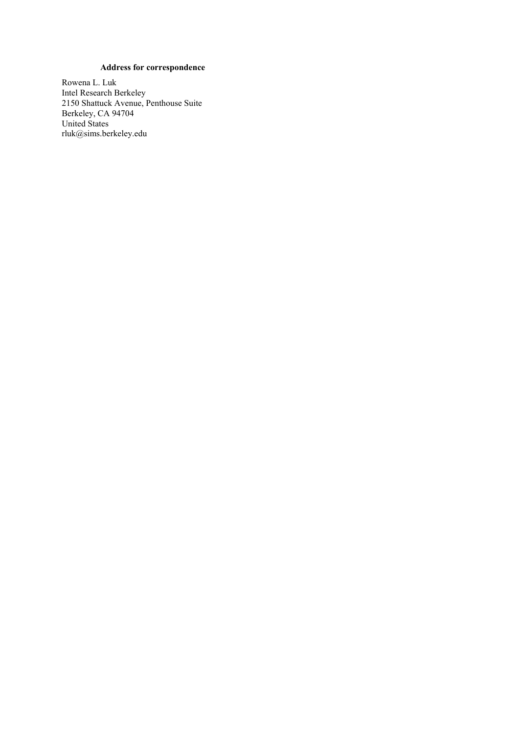**Address for correspondence**

Rowena L. Luk
Intel Research Berkeley
2150 Shattuck Avenue, Penthouse Suite
Berkeley, CA 94704
United States
rluk@sims.berkeley.edu